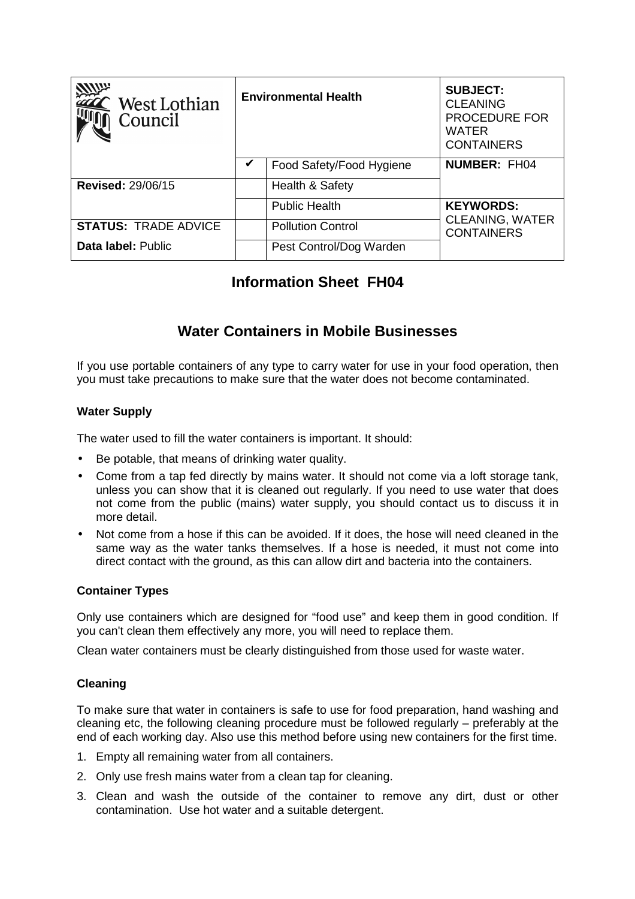| West Lothian Council | Environmental Health | | SUBJECT: CLEANING PROCEDURE FOR WATER CONTAINERS |
|---|---|---|---|
| | ✔ | Food Safety/Food Hygiene | **NUMBER:** FH04 |
| **Revised:** 29/06/15 | | Health & Safety | |
| | | Public Health | **KEYWORDS:** CLEANING, WATER CONTAINERS |
| **STATUS:** TRADE ADVICE | | Pollution Control | |
| **Data label:** Public | | Pest Control/Dog Warden | |

# Information Sheet FH04

## Water Containers in Mobile Businesses

If you use portable containers of any type to carry water for use in your food operation, then you must take precautions to make sure that the water does not become contaminated.

### Water Supply

The water used to fill the water containers is important. It should:

- Be potable, that means of drinking water quality.
- Come from a tap fed directly by mains water. It should not come via a loft storage tank, unless you can show that it is cleaned out regularly. If you need to use water that does not come from the public (mains) water supply, you should contact us to discuss it in more detail.
- Not come from a hose if this can be avoided. If it does, the hose will need cleaned in the same way as the water tanks themselves. If a hose is needed, it must not come into direct contact with the ground, as this can allow dirt and bacteria into the containers.

### Container Types

Only use containers which are designed for "food use" and keep them in good condition. If you can't clean them effectively any more, you will need to replace them.

Clean water containers must be clearly distinguished from those used for waste water.

### Cleaning

To make sure that water in containers is safe to use for food preparation, hand washing and cleaning etc, the following cleaning procedure must be followed regularly – preferably at the end of each working day. Also use this method before using new containers for the first time.

1. Empty all remaining water from all containers.
2. Only use fresh mains water from a clean tap for cleaning.
3. Clean and wash the outside of the container to remove any dirt, dust or other contamination. Use hot water and a suitable detergent.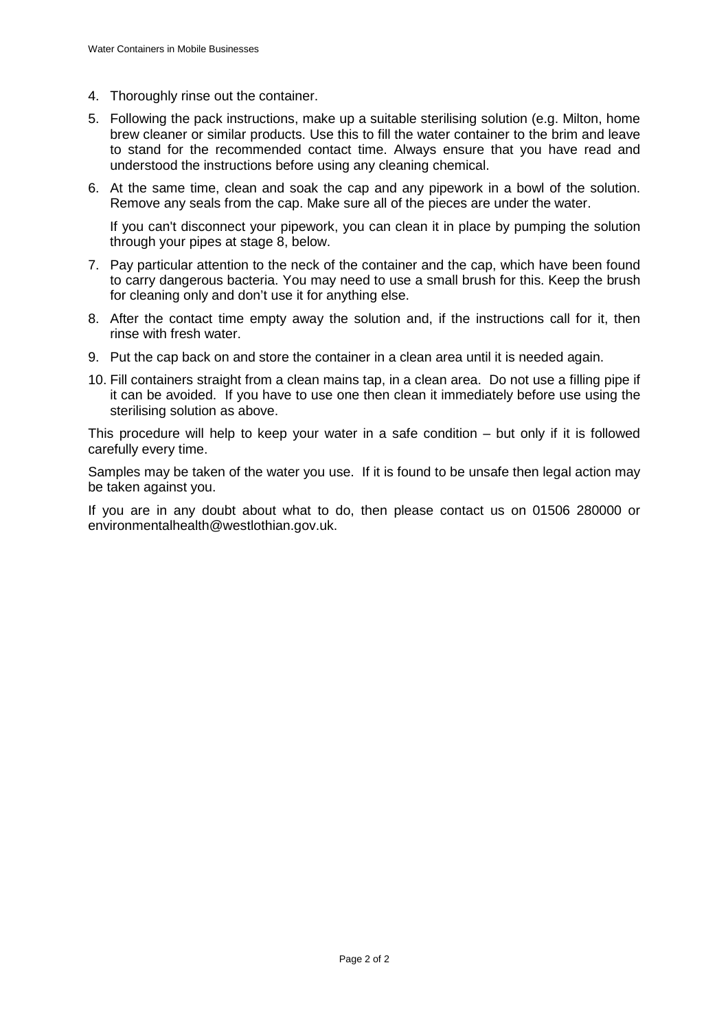4. Thoroughly rinse out the container.
5. Following the pack instructions, make up a suitable sterilising solution (e.g. Milton, home brew cleaner or similar products. Use this to fill the water container to the brim and leave to stand for the recommended contact time. Always ensure that you have read and understood the instructions before using any cleaning chemical.
6. At the same time, clean and soak the cap and any pipework in a bowl of the solution. Remove any seals from the cap. Make sure all of the pieces are under the water.

   If you can't disconnect your pipework, you can clean it in place by pumping the solution through your pipes at stage 8, below.
7. Pay particular attention to the neck of the container and the cap, which have been found to carry dangerous bacteria. You may need to use a small brush for this. Keep the brush for cleaning only and don't use it for anything else.
8. After the contact time empty away the solution and, if the instructions call for it, then rinse with fresh water.
9. Put the cap back on and store the container in a clean area until it is needed again.
10. Fill containers straight from a clean mains tap, in a clean area. Do not use a filling pipe if it can be avoided. If you have to use one then clean it immediately before use using the sterilising solution as above.

This procedure will help to keep your water in a safe condition – but only if it is followed carefully every time.

Samples may be taken of the water you use. If it is found to be unsafe then legal action may be taken against you.

If you are in any doubt about what to do, then please contact us on 01506 280000 or environmentalhealth@westlothian.gov.uk.